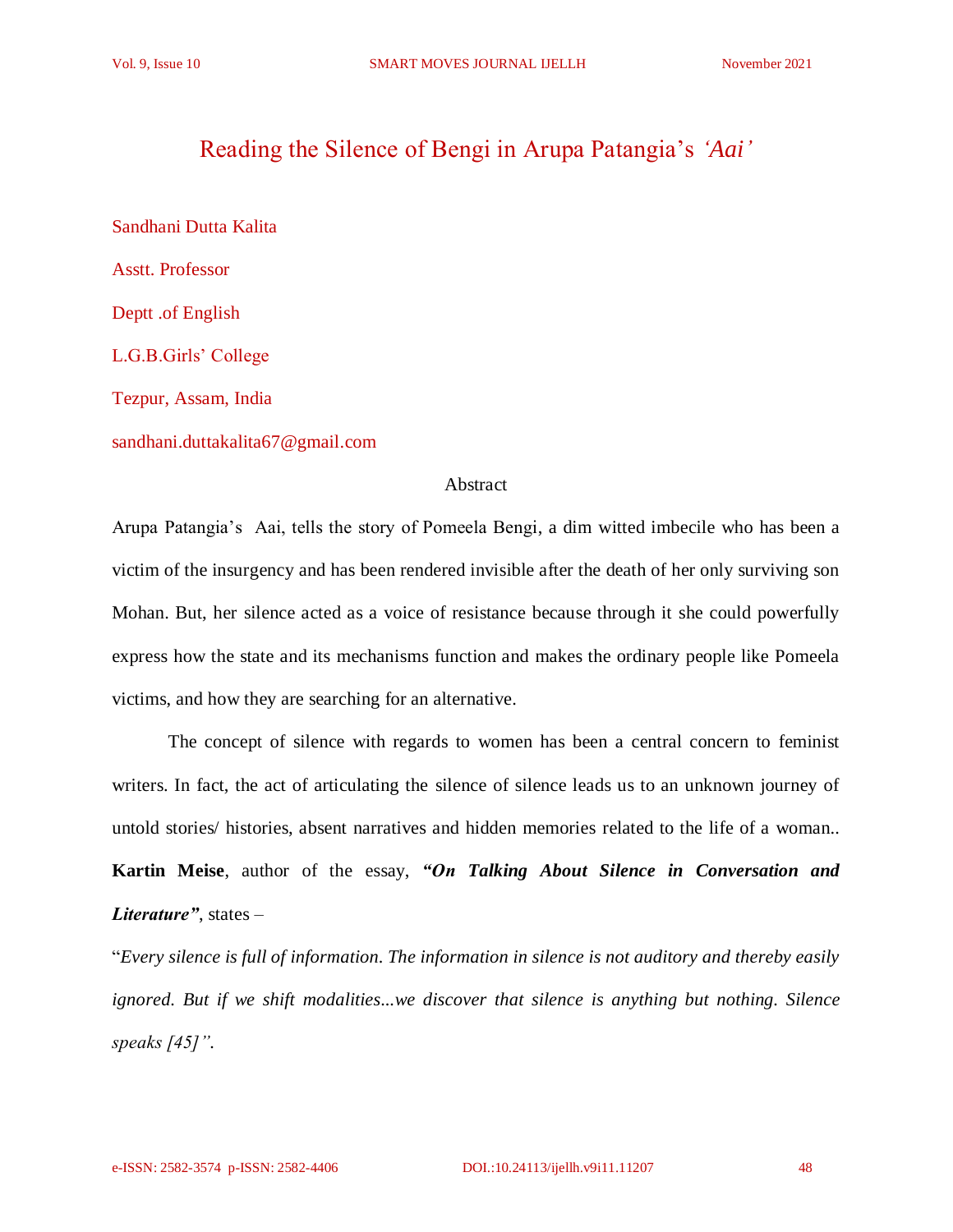# Reading the Silence of Bengi in Arupa Patangia's *'Aai'*

Sandhani Dutta Kalita

Asstt. Professor

Deptt .of English

L.G.B.Girls' College

Tezpur, Assam, India

sandhani.duttakalita67@gmail.com

## Abstract

Arupa Patangia's Aai, tells the story of Pomeela Bengi, a dim witted imbecile who has been a victim of the insurgency and has been rendered invisible after the death of her only surviving son Mohan. But, her silence acted as a voice of resistance because through it she could powerfully express how the state and its mechanisms function and makes the ordinary people like Pomeela victims, and how they are searching for an alternative.

The concept of silence with regards to women has been a central concern to feminist writers. In fact, the act of articulating the silence of silence leads us to an unknown journey of untold stories/ histories, absent narratives and hidden memories related to the life of a woman.. **Kartin Meise**, author of the essay, ***"On Talking About Silence in Conversation and Literature"***, states –

"*Every silence is full of information. The information in silence is not auditory and thereby easily ignored. But if we shift modalities...we discover that silence is anything but nothing. Silence speaks [45]"*.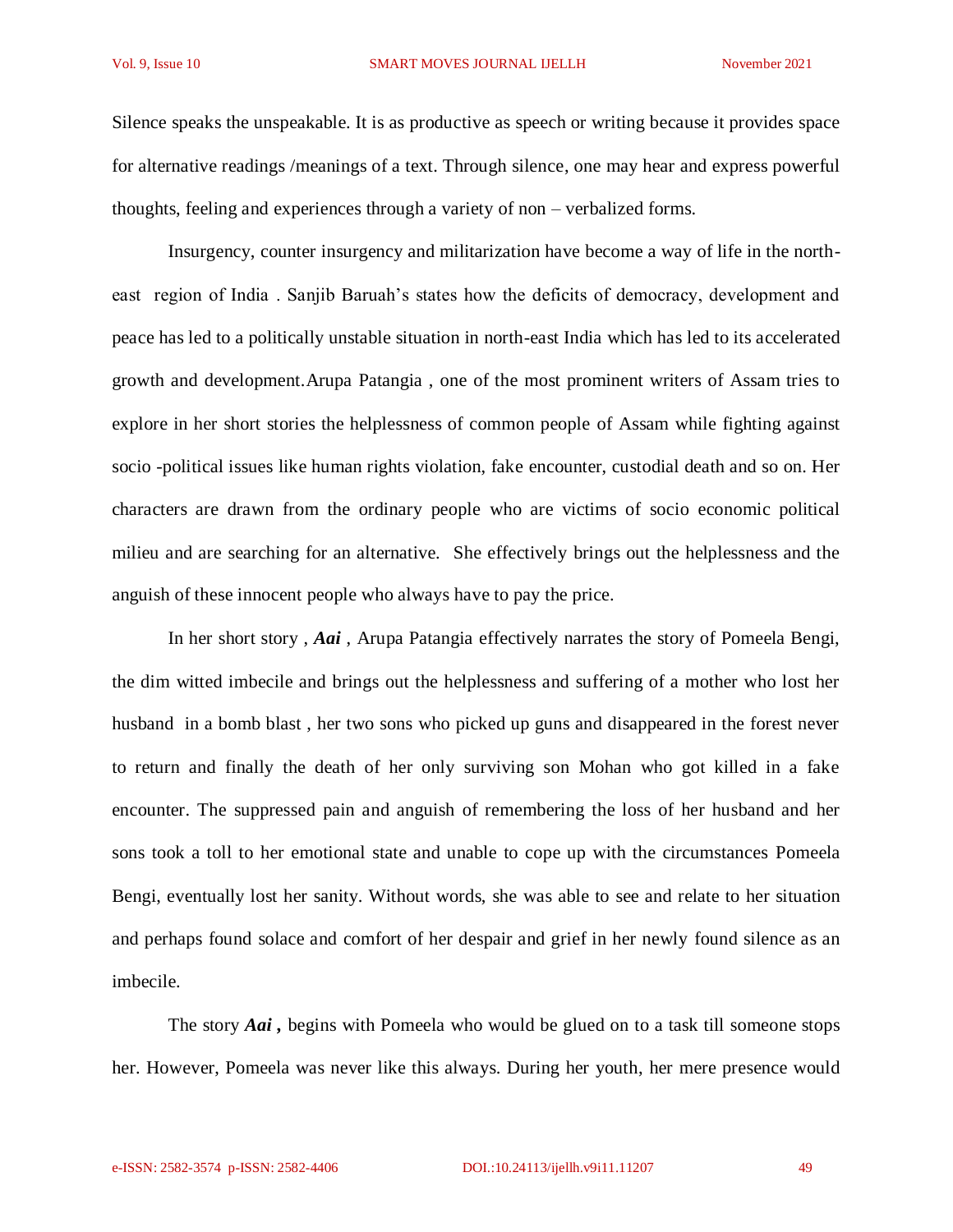Silence speaks the unspeakable. It is as productive as speech or writing because it provides space for alternative readings /meanings of a text. Through silence, one may hear and express powerful thoughts, feeling and experiences through a variety of non – verbalized forms.

Insurgency, counter insurgency and militarization have become a way of life in the north-east region of India . Sanjib Baruah's states how the deficits of democracy, development and peace has led to a politically unstable situation in north-east India which has led to its accelerated growth and development. Arupa Patangia , one of the most prominent writers of Assam tries to explore in her short stories the helplessness of common people of Assam while fighting against socio -political issues like human rights violation, fake encounter, custodial death and so on. Her characters are drawn from the ordinary people who are victims of socio economic political milieu and are searching for an alternative. She effectively brings out the helplessness and the anguish of these innocent people who always have to pay the price.

In her short story , ***Aai*** , Arupa Patangia effectively narrates the story of Pomeela Bengi, the dim witted imbecile and brings out the helplessness and suffering of a mother who lost her husband in a bomb blast , her two sons who picked up guns and disappeared in the forest never to return and finally the death of her only surviving son Mohan who got killed in a fake encounter. The suppressed pain and anguish of remembering the loss of her husband and her sons took a toll to her emotional state and unable to cope up with the circumstances Pomeela Bengi, eventually lost her sanity. Without words, she was able to see and relate to her situation and perhaps found solace and comfort of her despair and grief in her newly found silence as an imbecile.

The story ***Aai ,*** begins with Pomeela who would be glued on to a task till someone stops her. However, Pomeela was never like this always. During her youth, her mere presence would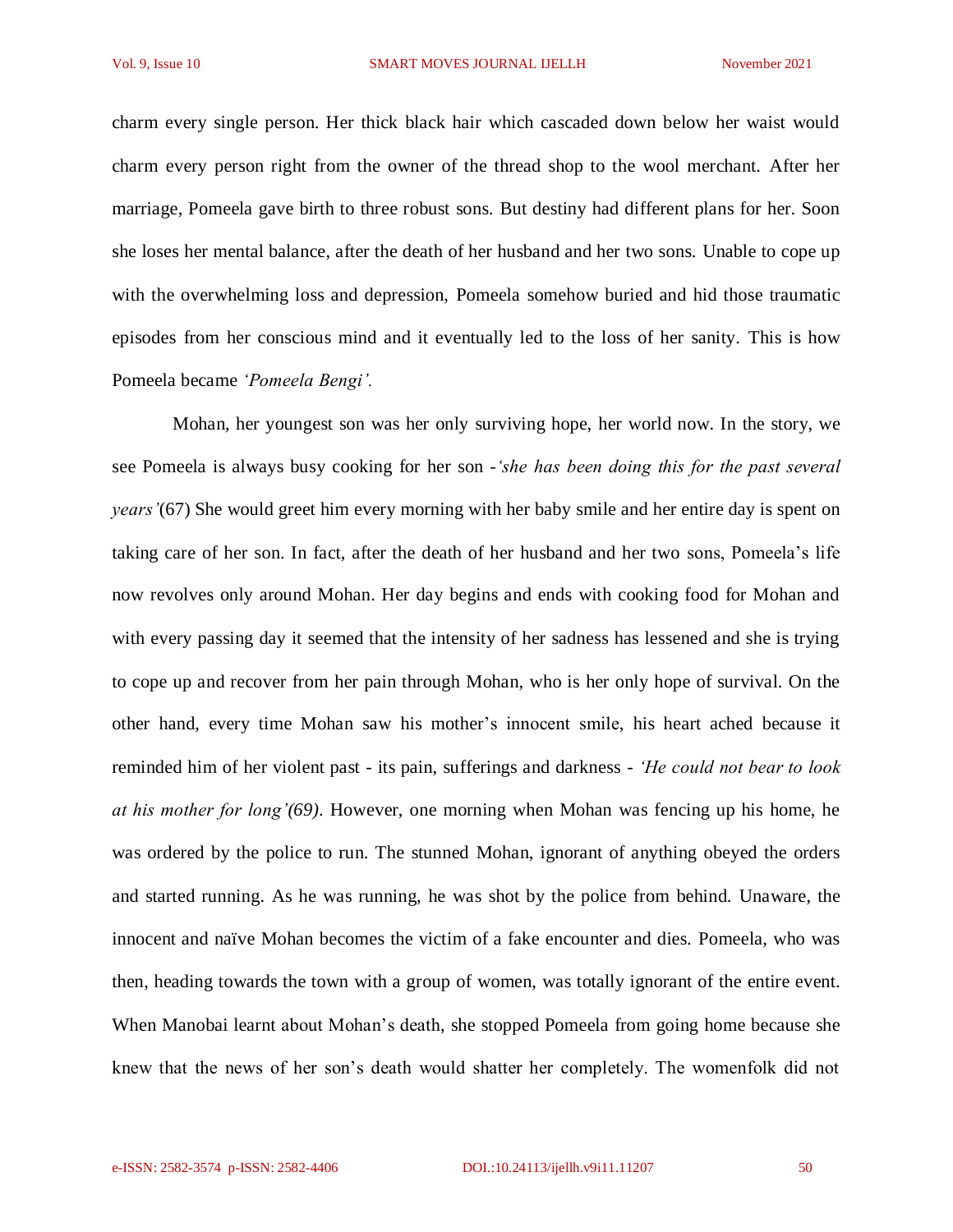charm every single person. Her thick black hair which cascaded down below her waist would charm every person right from the owner of the thread shop to the wool merchant. After her marriage, Pomeela gave birth to three robust sons. But destiny had different plans for her. Soon she loses her mental balance, after the death of her husband and her two sons. Unable to cope up with the overwhelming loss and depression, Pomeela somehow buried and hid those traumatic episodes from her conscious mind and it eventually led to the loss of her sanity. This is how Pomeela became *'Pomeela Bengi'.*

Mohan, her youngest son was her only surviving hope, her world now. In the story, we see Pomeela is always busy cooking for her son -*'she has been doing this for the past several years'*(67) She would greet him every morning with her baby smile and her entire day is spent on taking care of her son. In fact, after the death of her husband and her two sons, Pomeela's life now revolves only around Mohan. Her day begins and ends with cooking food for Mohan and with every passing day it seemed that the intensity of her sadness has lessened and she is trying to cope up and recover from her pain through Mohan, who is her only hope of survival. On the other hand, every time Mohan saw his mother's innocent smile, his heart ached because it reminded him of her violent past - its pain, sufferings and darkness - *'He could not bear to look at his mother for long'(69)*. However, one morning when Mohan was fencing up his home, he was ordered by the police to run. The stunned Mohan, ignorant of anything obeyed the orders and started running. As he was running, he was shot by the police from behind. Unaware, the innocent and naïve Mohan becomes the victim of a fake encounter and dies. Pomeela, who was then, heading towards the town with a group of women, was totally ignorant of the entire event. When Manobai learnt about Mohan's death, she stopped Pomeela from going home because she knew that the news of her son's death would shatter her completely. The womenfolk did not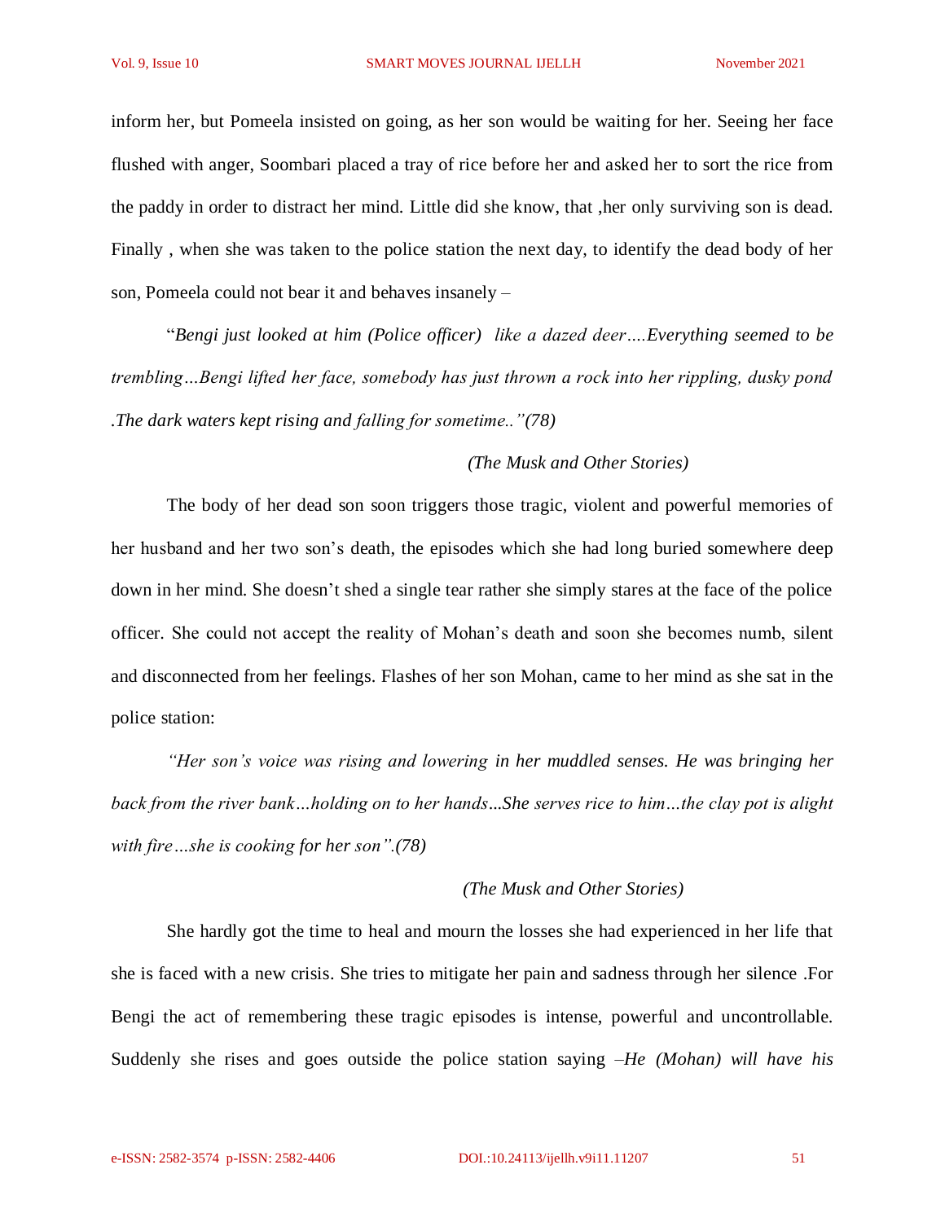inform her, but Pomeela insisted on going, as her son would be waiting for her. Seeing her face flushed with anger, Soombari placed a tray of rice before her and asked her to sort the rice from the paddy in order to distract her mind. Little did she know, that ,her only surviving son is dead. Finally , when she was taken to the police station the next day, to identify the dead body of her son, Pomeela could not bear it and behaves insanely –

"*Bengi just looked at him (Police officer)  like a dazed deer….Everything seemed to be trembling…Bengi lifted her face, somebody has just thrown a rock into her rippling, dusky pond .The dark waters kept rising and falling for sometime.."(78)*

*(The Musk and Other Stories)*

The body of her dead son soon triggers those tragic, violent and powerful memories of her husband and her two son's death, the episodes which she had long buried somewhere deep down in her mind. She doesn't shed a single tear rather she simply stares at the face of the police officer. She could not accept the reality of Mohan's death and soon she becomes numb, silent and disconnected from her feelings. Flashes of her son Mohan, came to her mind as she sat in the police station:

*"Her son's voice was rising and lowering in her muddled senses. He was bringing her back from the river bank…holding on to her hands...She serves rice to him…the clay pot is alight with fire…she is cooking for her son".(78)*

*(The Musk and Other Stories)*

She hardly got the time to heal and mourn the losses she had experienced in her life that she is faced with a new crisis. She tries to mitigate her pain and sadness through her silence .For Bengi the act of remembering these tragic episodes is intense, powerful and uncontrollable. Suddenly she rises and goes outside the police station saying –*He (Mohan) will have his*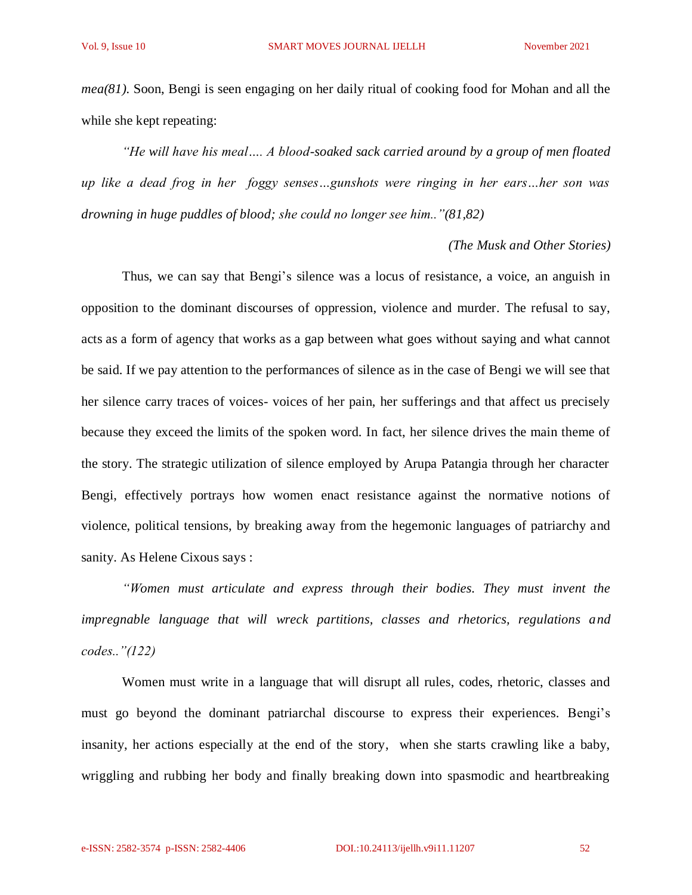*mea(81).* Soon, Bengi is seen engaging on her daily ritual of cooking food for Mohan and all the while she kept repeating:

> *"He will have his meal…. A blood-soaked sack carried around by a group of men floated up like a dead frog in her foggy senses…gunshots were ringing in her ears…her son was drowning in huge puddles of blood; she could no longer see him.."(81,82)*
>
> *(The Musk and Other Stories)*

Thus, we can say that Bengi's silence was a locus of resistance, a voice, an anguish in opposition to the dominant discourses of oppression, violence and murder. The refusal to say, acts as a form of agency that works as a gap between what goes without saying and what cannot be said. If we pay attention to the performances of silence as in the case of Bengi we will see that her silence carry traces of voices- voices of her pain, her sufferings and that affect us precisely because they exceed the limits of the spoken word. In fact, her silence drives the main theme of the story. The strategic utilization of silence employed by Arupa Patangia through her character Bengi, effectively portrays how women enact resistance against the normative notions of violence, political tensions, by breaking away from the hegemonic languages of patriarchy and sanity. As Helene Cixous says :

> *"Women must articulate and express through their bodies. They must invent the impregnable language that will wreck partitions, classes and rhetorics, regulations and codes.."(122)*

Women must write in a language that will disrupt all rules, codes, rhetoric, classes and must go beyond the dominant patriarchal discourse to express their experiences. Bengi's insanity, her actions especially at the end of the story, when she starts crawling like a baby, wriggling and rubbing her body and finally breaking down into spasmodic and heartbreaking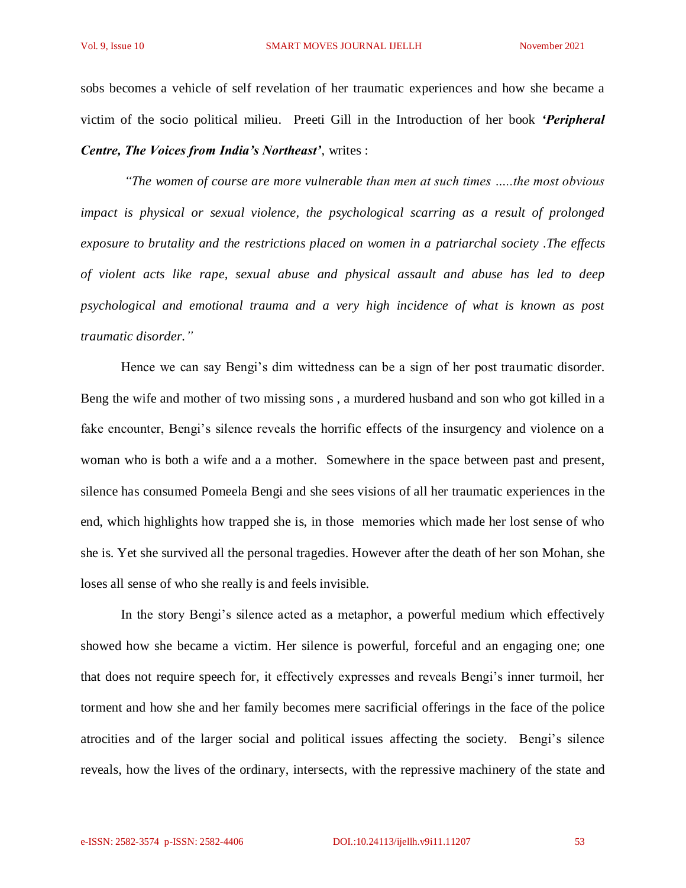sobs becomes a vehicle of self revelation of her traumatic experiences and how she became a victim of the socio political milieu. Preeti Gill in the Introduction of her book ***'Peripheral Centre, The Voices from India's Northeast'***, writes :

*"The women of course are more vulnerable than men at such times …..the most obvious impact is physical or sexual violence, the psychological scarring as a result of prolonged exposure to brutality and the restrictions placed on women in a patriarchal society .The effects of violent acts like rape, sexual abuse and physical assault and abuse has led to deep psychological and emotional trauma and a very high incidence of what is known as post traumatic disorder."*

Hence we can say Bengi's dim wittedness can be a sign of her post traumatic disorder. Beng the wife and mother of two missing sons , a murdered husband and son who got killed in a fake encounter, Bengi's silence reveals the horrific effects of the insurgency and violence on a woman who is both a wife and a a mother. Somewhere in the space between past and present, silence has consumed Pomeela Bengi and she sees visions of all her traumatic experiences in the end, which highlights how trapped she is, in those memories which made her lost sense of who she is. Yet she survived all the personal tragedies. However after the death of her son Mohan, she loses all sense of who she really is and feels invisible.

In the story Bengi's silence acted as a metaphor, a powerful medium which effectively showed how she became a victim. Her silence is powerful, forceful and an engaging one; one that does not require speech for, it effectively expresses and reveals Bengi's inner turmoil, her torment and how she and her family becomes mere sacrificial offerings in the face of the police atrocities and of the larger social and political issues affecting the society. Bengi's silence reveals, how the lives of the ordinary, intersects, with the repressive machinery of the state and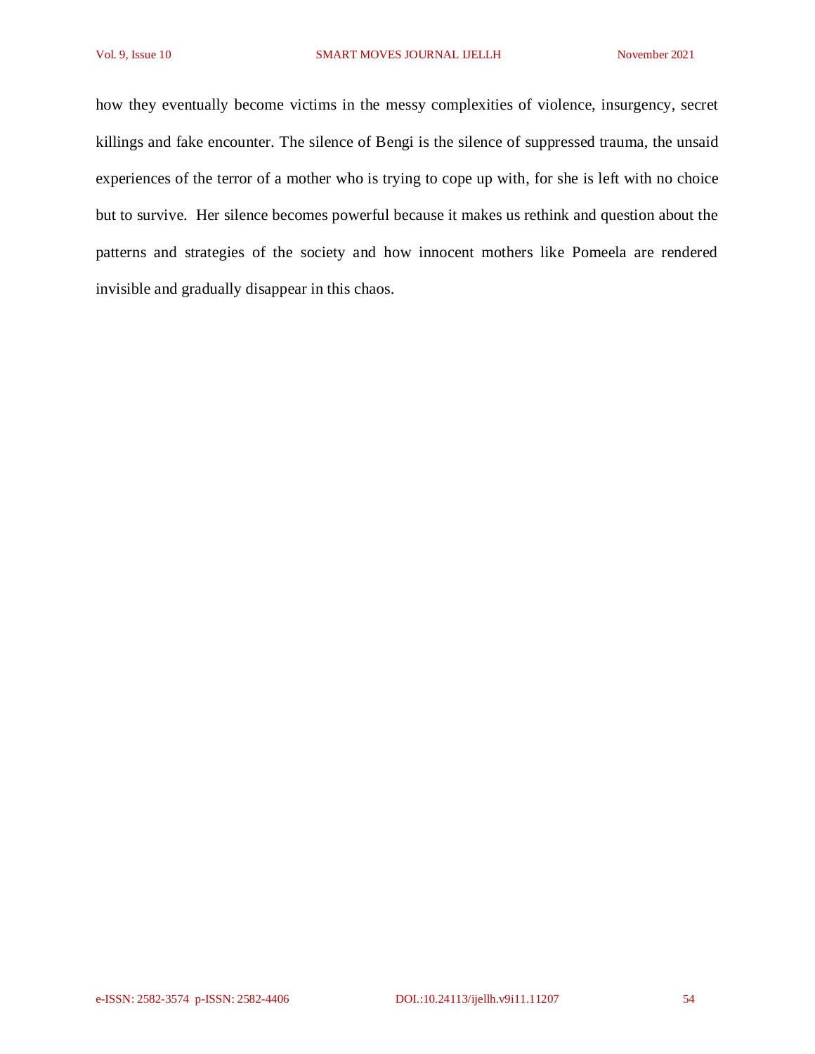how they eventually become victims in the messy complexities of violence, insurgency, secret killings and fake encounter. The silence of Bengi is the silence of suppressed trauma, the unsaid experiences of the terror of a mother who is trying to cope up with, for she is left with no choice but to survive. Her silence becomes powerful because it makes us rethink and question about the patterns and strategies of the society and how innocent mothers like Pomeela are rendered invisible and gradually disappear in this chaos.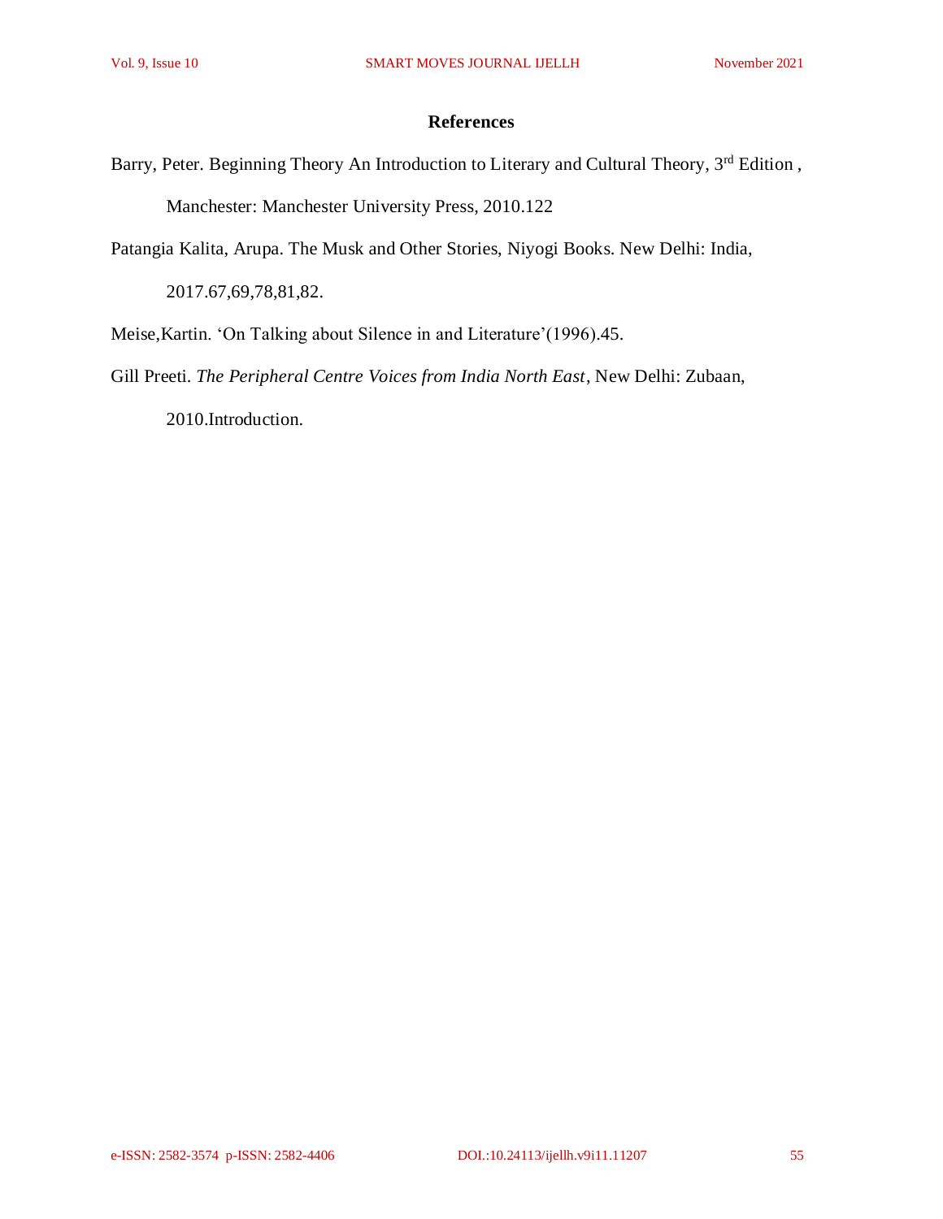## References

Barry, Peter. Beginning Theory An Introduction to Literary and Cultural Theory, 3rd Edition , Manchester: Manchester University Press, 2010.122

Patangia Kalita, Arupa. The Musk and Other Stories, Niyogi Books. New Delhi: India, 2017.67,69,78,81,82.

Meise,Kartin. 'On Talking about Silence in and Literature'(1996).45.

Gill Preeti. *The Peripheral Centre Voices from India North East*, New Delhi: Zubaan, 2010.Introduction.